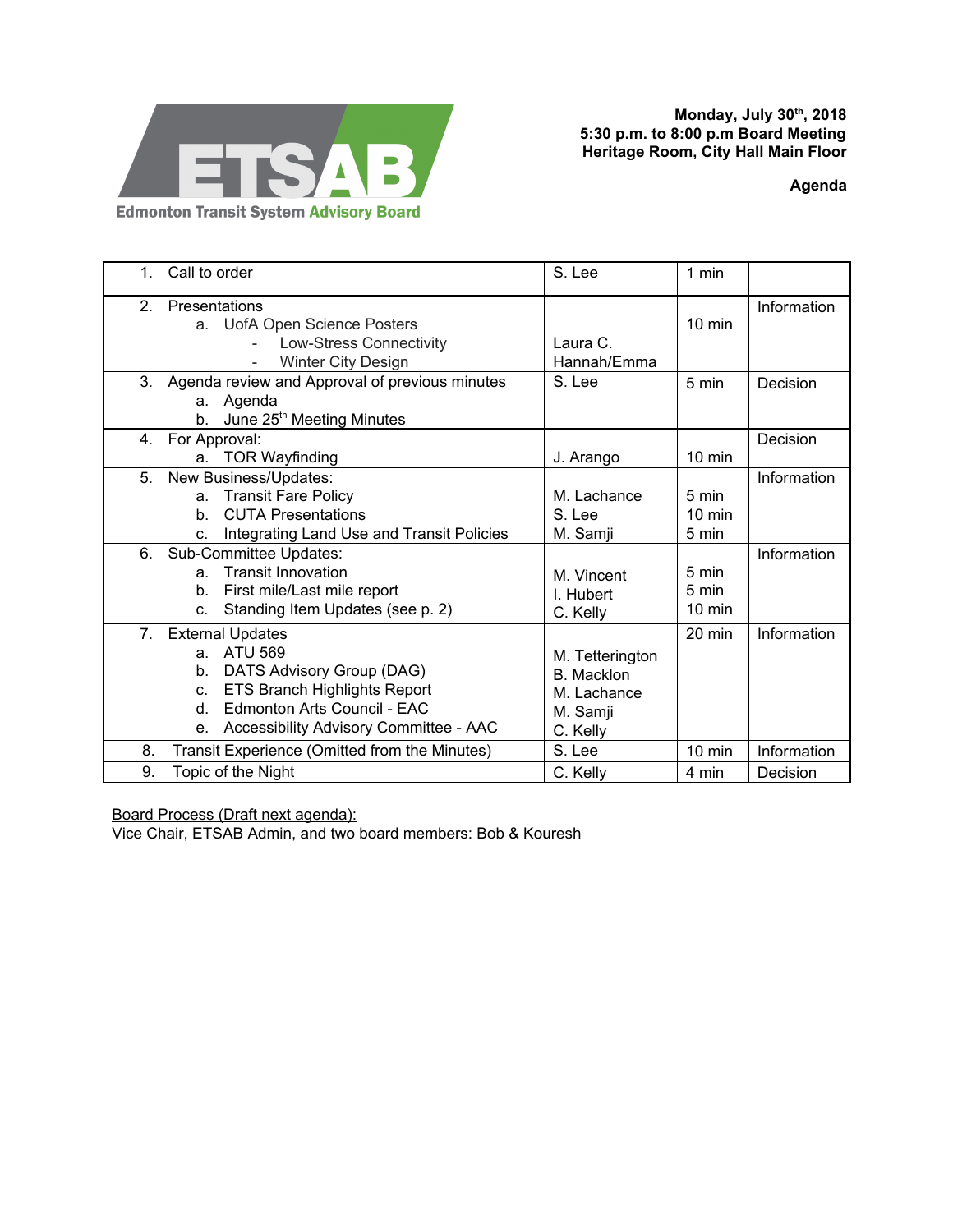**ETSAB**
Edmonton Transit System Advisory Board

**Monday, July 30th, 2018**
**5:30 p.m. to 8:00 p.m Board Meeting**
**Heritage Room, City Hall Main Floor**

**Agenda**

| Item | Presenter | Time | Type |
|---|---|---|---|
| 1. Call to order | S. Lee | 1 min | |
| 2. Presentations<br>a. UofA Open Science Posters<br>- Low-Stress Connectivity<br>- Winter City Design | <br><br>Laura C.<br>Hannah/Emma | 10 min | Information |
| 3. Agenda review and Approval of previous minutes<br>a. Agenda<br>b. June 25th Meeting Minutes | S. Lee | 5 min | Decision |
| 4. For Approval:<br>a. TOR Wayfinding | <br>J. Arango | <br>10 min | Decision |
| 5. New Business/Updates:<br>a. Transit Fare Policy<br>b. CUTA Presentations<br>c. Integrating Land Use and Transit Policies | <br>M. Lachance<br>S. Lee<br>M. Samji | <br>5 min<br>10 min<br>5 min | Information |
| 6. Sub-Committee Updates:<br>a. Transit Innovation<br>b. First mile/Last mile report<br>c. Standing Item Updates (see p. 2) | <br>M. Vincent<br>I. Hubert<br>C. Kelly | <br>5 min<br>5 min<br>10 min | Information |
| 7. External Updates<br>a. ATU 569<br>b. DATS Advisory Group (DAG)<br>c. ETS Branch Highlights Report<br>d. Edmonton Arts Council - EAC<br>e. Accessibility Advisory Committee - AAC | <br>M. Tetterington<br>B. Macklon<br>M. Lachance<br>M. Samji<br>C. Kelly | 20 min | Information |
| 8. Transit Experience (Omitted from the Minutes) | S. Lee | 10 min | Information |
| 9. Topic of the Night | C. Kelly | 4 min | Decision |

<u>Board Process (Draft next agenda):</u>
Vice Chair, ETSAB Admin, and two board members: Bob & Kouresh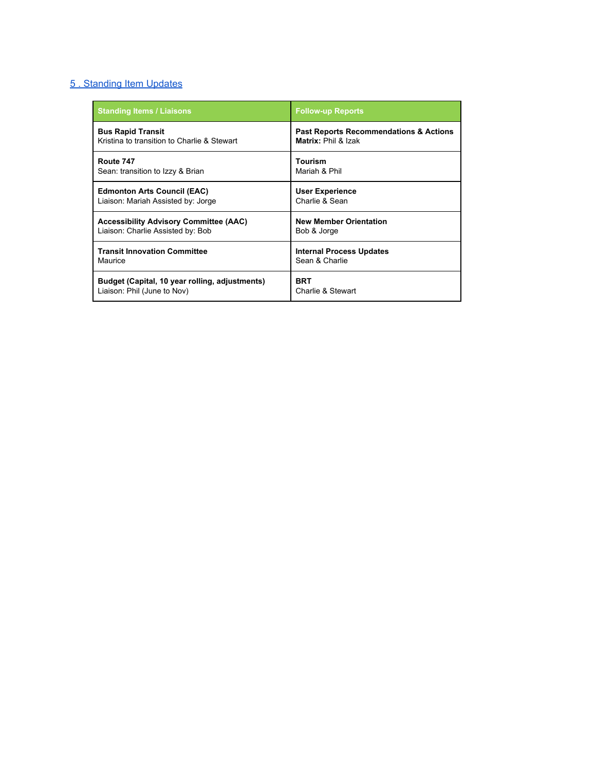## [5 . Standing Item Updates]

| Standing Items / Liaisons | Follow-up Reports |
|---|---|
| **Bus Rapid Transit**<br>Kristina to transition to Charlie & Stewart | **Past Reports Recommendations & Actions Matrix:** Phil & Izak |
| **Route 747**<br>Sean: transition to Izzy & Brian | **Tourism**<br>Mariah & Phil |
| **Edmonton Arts Council (EAC)**<br>Liaison: Mariah Assisted by: Jorge | **User Experience**<br>Charlie & Sean |
| **Accessibility Advisory Committee (AAC)**<br>Liaison: Charlie Assisted by: Bob | **New Member Orientation**<br>Bob & Jorge |
| **Transit Innovation Committee**<br>Maurice | **Internal Process Updates**<br>Sean & Charlie |
| **Budget (Capital, 10 year rolling, adjustments)**<br>Liaison: Phil (June to Nov) | **BRT**<br>Charlie & Stewart |